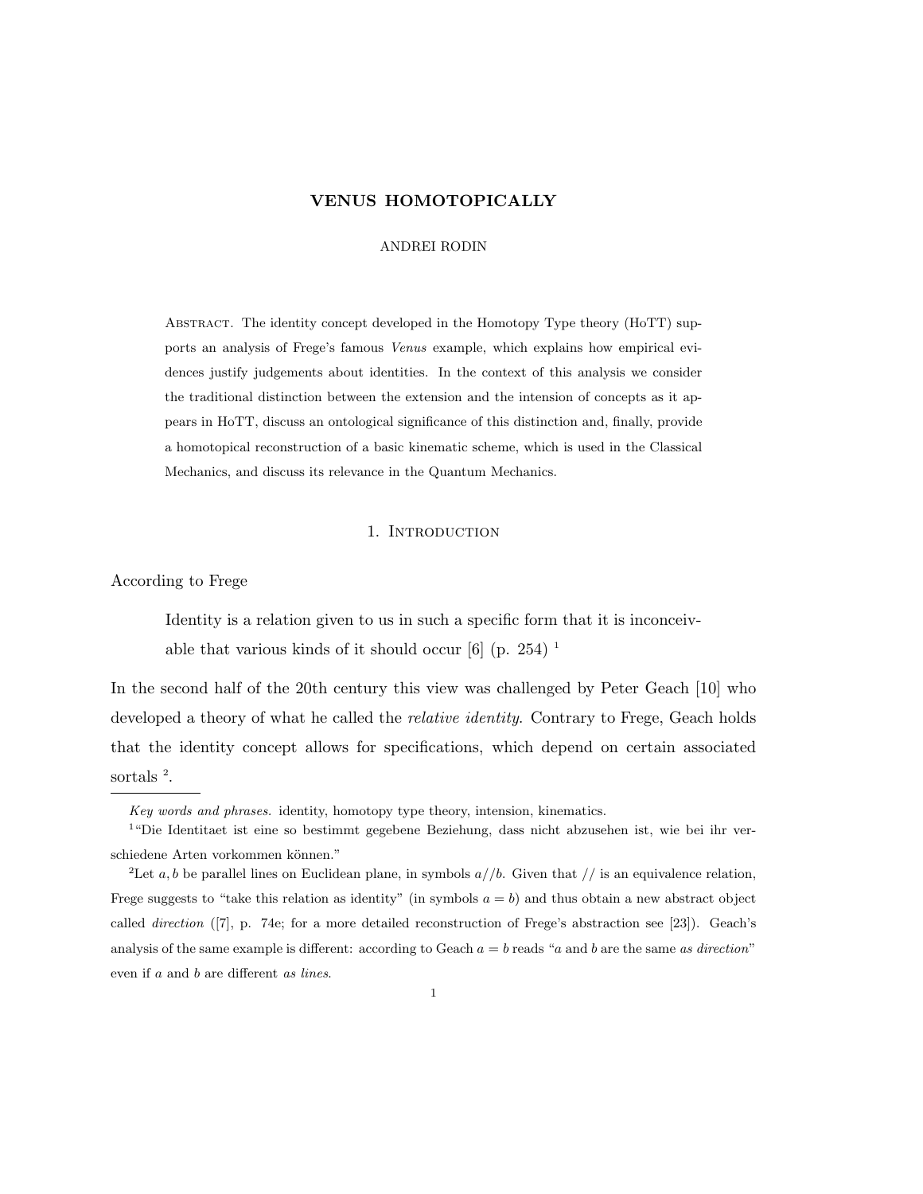# VENUS HOMOTOPICALLY

ANDREI RODIN

ABSTRACT. The identity concept developed in the Homotopy Type theory (HoTT) supports an analysis of Frege's famous *Venus* example, which explains how empirical evidences justify judgements about identities. In the context of this analysis we consider the traditional distinction between the extension and the intension of concepts as it appears in HoTT, discuss an ontological significance of this distinction and, finally, provide a homotopical reconstruction of a basic kinematic scheme, which is used in the Classical Mechanics, and discuss its relevance in the Quantum Mechanics.

## 1. Introduction

According to Frege

> Identity is a relation given to us in such a specific form that it is inconceivable that various kinds of it should occur [6] (p. 254) [1]

In the second half of the 20th century this view was challenged by Peter Geach [10] who developed a theory of what he called the *relative identity*. Contrary to Frege, Geach holds that the identity concept allows for specifications, which depend on certain associated sortals [2].

---

*Key words and phrases.* identity, homotopy type theory, intension, kinematics.

[1] "Die Identitaet ist eine so bestimmt gegebene Beziehung, dass nicht abzusehen ist, wie bei ihr verschiedene Arten vorkommen können."

[2] Let $a, b$ be parallel lines on Euclidean plane, in symbols $a//b$. Given that $//$ is an equivalence relation, Frege suggests to "take this relation as identity" (in symbols $a = b$) and thus obtain a new abstract object called *direction* ([7], p. 74e; for a more detailed reconstruction of Frege's abstraction see [23]). Geach's analysis of the same example is different: according to Geach $a = b$ reads "$a$ and $b$ are the same *as direction*" even if $a$ and $b$ are different *as lines*.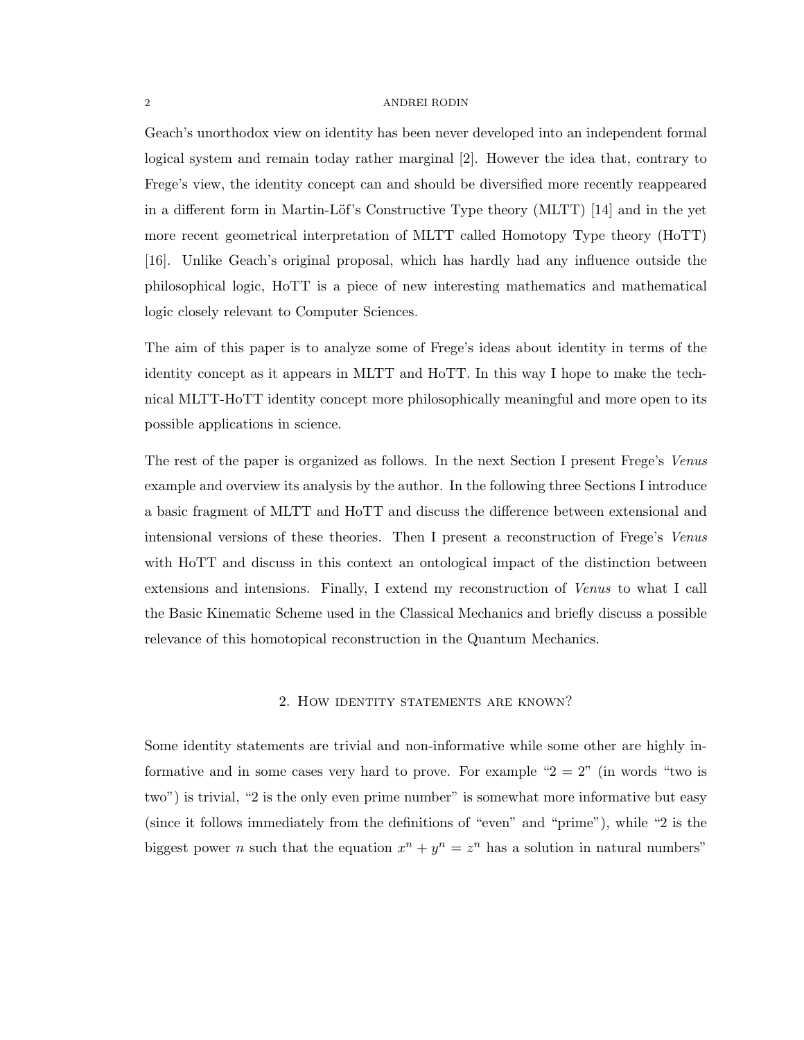Geach's unorthodox view on identity has been never developed into an independent formal logical system and remain today rather marginal [2]. However the idea that, contrary to Frege's view, the identity concept can and should be diversified more recently reappeared in a different form in Martin-Löf's Constructive Type theory (MLTT) [14] and in the yet more recent geometrical interpretation of MLTT called Homotopy Type theory (HoTT) [16]. Unlike Geach's original proposal, which has hardly had any influence outside the philosophical logic, HoTT is a piece of new interesting mathematics and mathematical logic closely relevant to Computer Sciences.

The aim of this paper is to analyze some of Frege's ideas about identity in terms of the identity concept as it appears in MLTT and HoTT. In this way I hope to make the technical MLTT-HoTT identity concept more philosophically meaningful and more open to its possible applications in science.

The rest of the paper is organized as follows. In the next Section I present Frege's *Venus* example and overview its analysis by the author. In the following three Sections I introduce a basic fragment of MLTT and HoTT and discuss the difference between extensional and intensional versions of these theories. Then I present a reconstruction of Frege's *Venus* with HoTT and discuss in this context an ontological impact of the distinction between extensions and intensions. Finally, I extend my reconstruction of *Venus* to what I call the Basic Kinematic Scheme used in the Classical Mechanics and briefly discuss a possible relevance of this homotopical reconstruction in the Quantum Mechanics.

## 2. How identity statements are known?

Some identity statements are trivial and non-informative while some other are highly informative and in some cases very hard to prove. For example "$2 = 2$" (in words "two is two") is trivial, "2 is the only even prime number" is somewhat more informative but easy (since it follows immediately from the definitions of "even" and "prime"), while "2 is the biggest power $n$ such that the equation $x^n + y^n = z^n$ has a solution in natural numbers"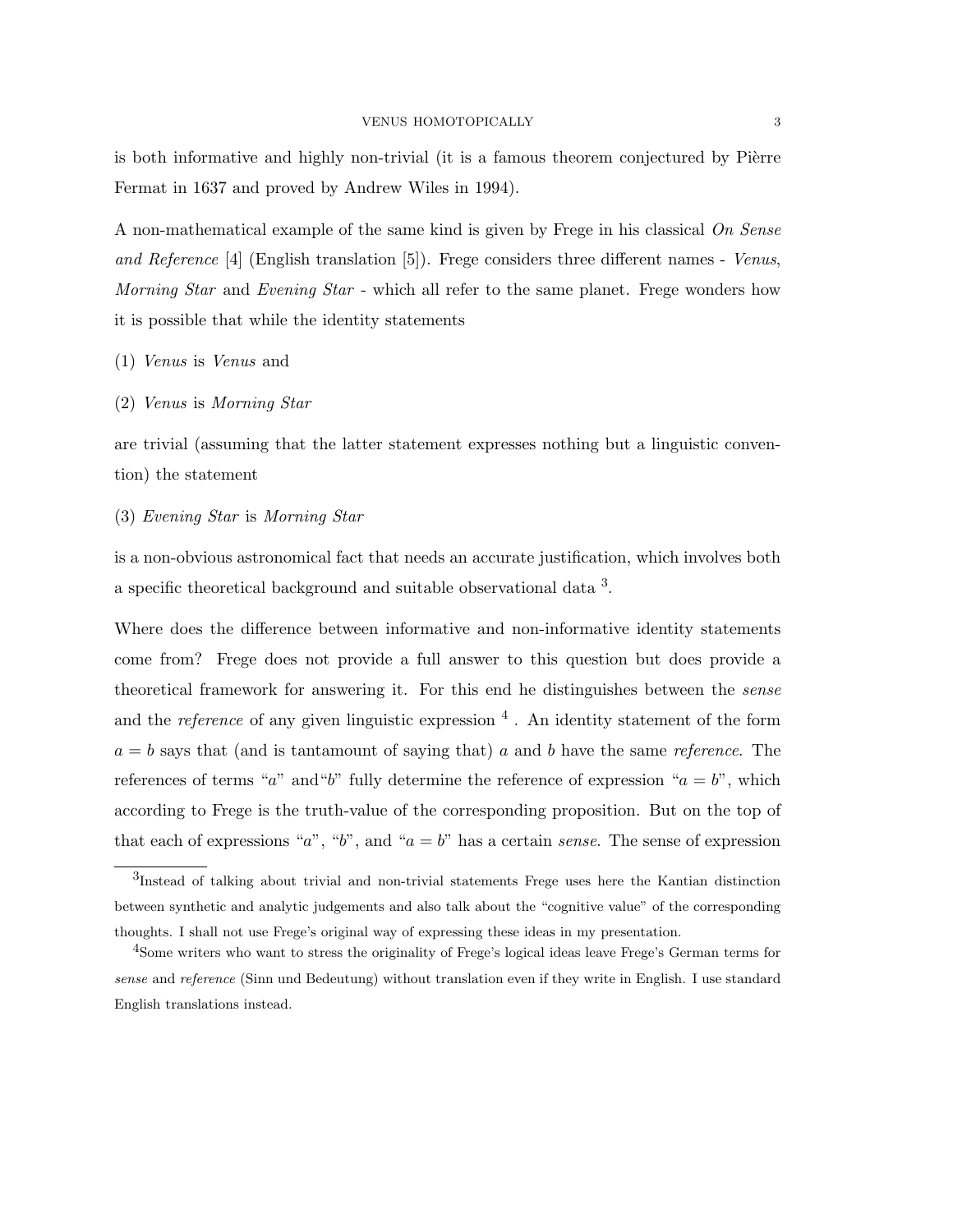is both informative and highly non-trivial (it is a famous theorem conjectured by Pièrre Fermat in 1637 and proved by Andrew Wiles in 1994).

A non-mathematical example of the same kind is given by Frege in his classical *On Sense and Reference* [4] (English translation [5]). Frege considers three different names - *Venus*, *Morning Star* and *Evening Star* - which all refer to the same planet. Frege wonders how it is possible that while the identity statements

(1) *Venus* is *Venus* and

(2) *Venus* is *Morning Star*

are trivial (assuming that the latter statement expresses nothing but a linguistic convention) the statement

(3) *Evening Star* is *Morning Star*

is a non-obvious astronomical fact that needs an accurate justification, which involves both a specific theoretical background and suitable observational data [3].

Where does the difference between informative and non-informative identity statements come from? Frege does not provide a full answer to this question but does provide a theoretical framework for answering it. For this end he distinguishes between the *sense* and the *reference* of any given linguistic expression [4] . An identity statement of the form $a = b$ says that (and is tantamount of saying that) $a$ and $b$ have the same *reference*. The references of terms "$a$" and"$b$" fully determine the reference of expression "$a = b$", which according to Frege is the truth-value of the corresponding proposition. But on the top of that each of expressions "$a$", "$b$", and "$a = b$" has a certain *sense*. The sense of expression

[3]Instead of talking about trivial and non-trivial statements Frege uses here the Kantian distinction between synthetic and analytic judgements and also talk about the "cognitive value" of the corresponding thoughts. I shall not use Frege's original way of expressing these ideas in my presentation.

[4]Some writers who want to stress the originality of Frege's logical ideas leave Frege's German terms for *sense* and *reference* (Sinn und Bedeutung) without translation even if they write in English. I use standard English translations instead.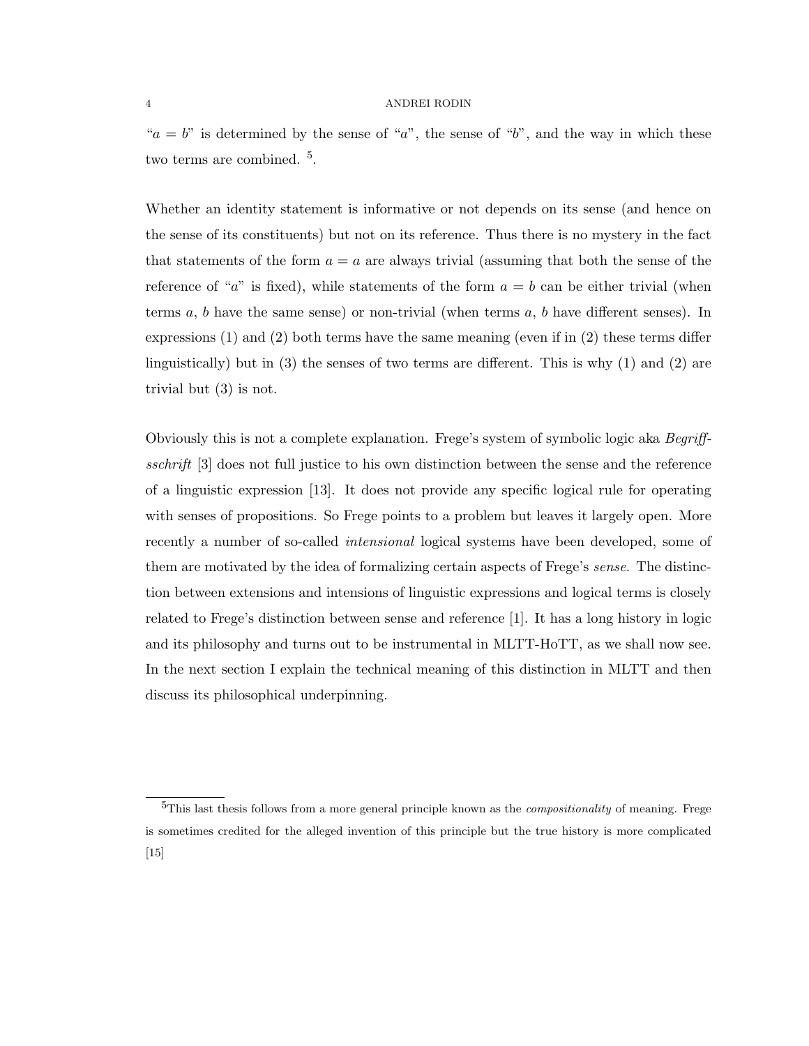"$a = b$" is determined by the sense of "$a$", the sense of "$b$", and the way in which these two terms are combined. [5].

Whether an identity statement is informative or not depends on its sense (and hence on the sense of its constituents) but not on its reference. Thus there is no mystery in the fact that statements of the form $a = a$ are always trivial (assuming that both the sense of the reference of "$a$" is fixed), while statements of the form $a = b$ can be either trivial (when terms $a$, $b$ have the same sense) or non-trivial (when terms $a$, $b$ have different senses). In expressions (1) and (2) both terms have the same meaning (even if in (2) these terms differ linguistically) but in (3) the senses of two terms are different. This is why (1) and (2) are trivial but (3) is not.

Obviously this is not a complete explanation. Frege's system of symbolic logic aka *Begriffsschrift* [3] does not full justice to his own distinction between the sense and the reference of a linguistic expression [13]. It does not provide any specific logical rule for operating with senses of propositions. So Frege points to a problem but leaves it largely open. More recently a number of so-called *intensional* logical systems have been developed, some of them are motivated by the idea of formalizing certain aspects of Frege's *sense*. The distinction between extensions and intensions of linguistic expressions and logical terms is closely related to Frege's distinction between sense and reference [1]. It has a long history in logic and its philosophy and turns out to be instrumental in MLTT-HoTT, as we shall now see. In the next section I explain the technical meaning of this distinction in MLTT and then discuss its philosophical underpinning.

---

[5] This last thesis follows from a more general principle known as the *compositionality* of meaning. Frege is sometimes credited for the alleged invention of this principle but the true history is more complicated [15]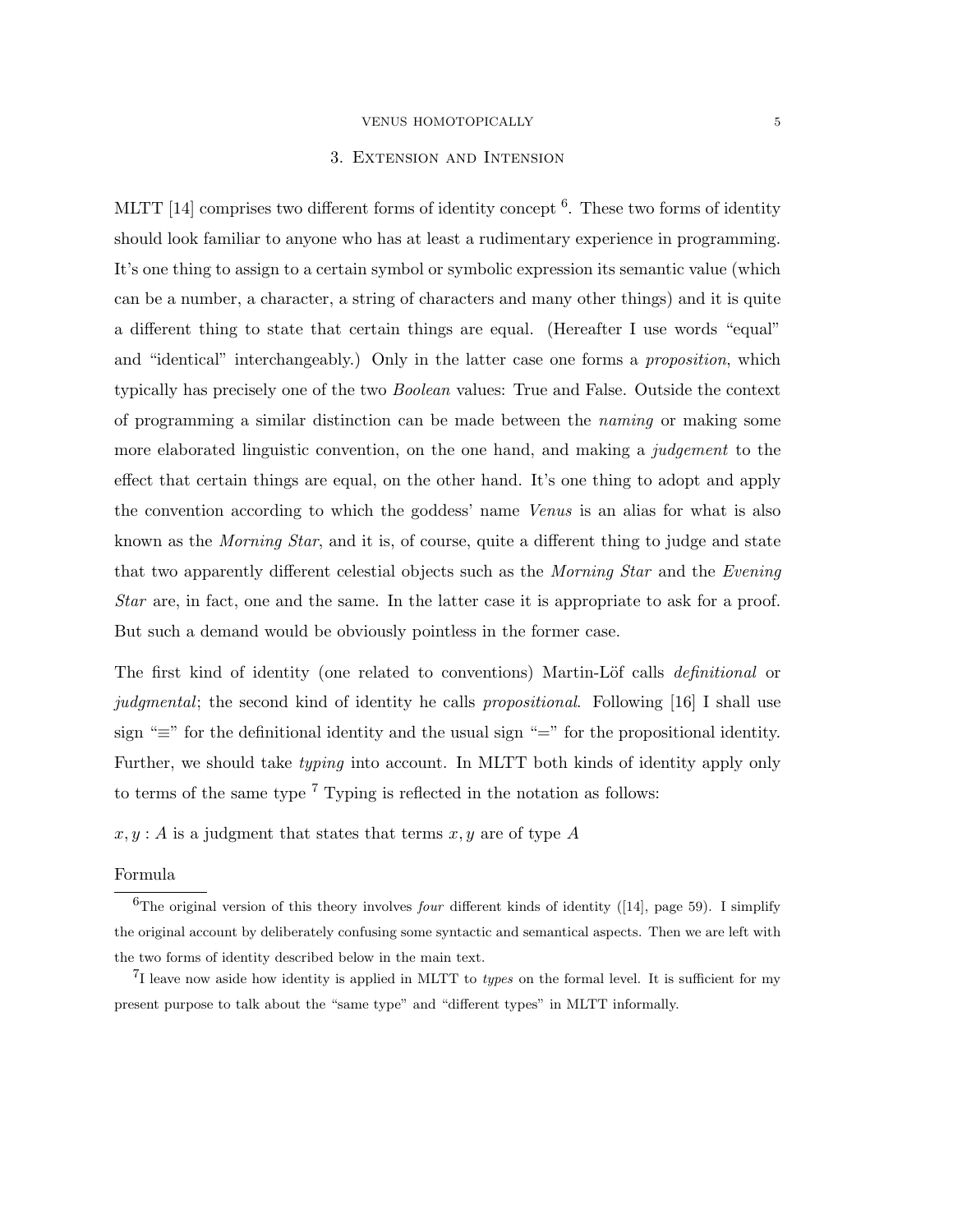## 3. Extension and Intension

MLTT [14] comprises two different forms of identity concept [6]. These two forms of identity should look familiar to anyone who has at least a rudimentary experience in programming. It's one thing to assign to a certain symbol or symbolic expression its semantic value (which can be a number, a character, a string of characters and many other things) and it is quite a different thing to state that certain things are equal. (Hereafter I use words "equal" and "identical" interchangeably.) Only in the latter case one forms a *proposition*, which typically has precisely one of the two *Boolean* values: True and False. Outside the context of programming a similar distinction can be made between the *naming* or making some more elaborated linguistic convention, on the one hand, and making a *judgement* to the effect that certain things are equal, on the other hand. It's one thing to adopt and apply the convention according to which the goddess' name *Venus* is an alias for what is also known as the *Morning Star*, and it is, of course, quite a different thing to judge and state that two apparently different celestial objects such as the *Morning Star* and the *Evening Star* are, in fact, one and the same. In the latter case it is appropriate to ask for a proof. But such a demand would be obviously pointless in the former case.

The first kind of identity (one related to conventions) Martin-Löf calls *definitional* or *judgmental*; the second kind of identity he calls *propositional*. Following [16] I shall use sign "$\equiv$" for the definitional identity and the usual sign "$=$" for the propositional identity. Further, we should take *typing* into account. In MLTT both kinds of identity apply only to terms of the same type [7] Typing is reflected in the notation as follows:

$x, y : A$ is a judgment that states that terms $x, y$ are of type $A$

Formula

---

[6] The original version of this theory involves *four* different kinds of identity ([14], page 59). I simplify the original account by deliberately confusing some syntactic and semantical aspects. Then we are left with the two forms of identity described below in the main text.

[7] I leave now aside how identity is applied in MLTT to *types* on the formal level. It is sufficient for my present purpose to talk about the "same type" and "different types" in MLTT informally.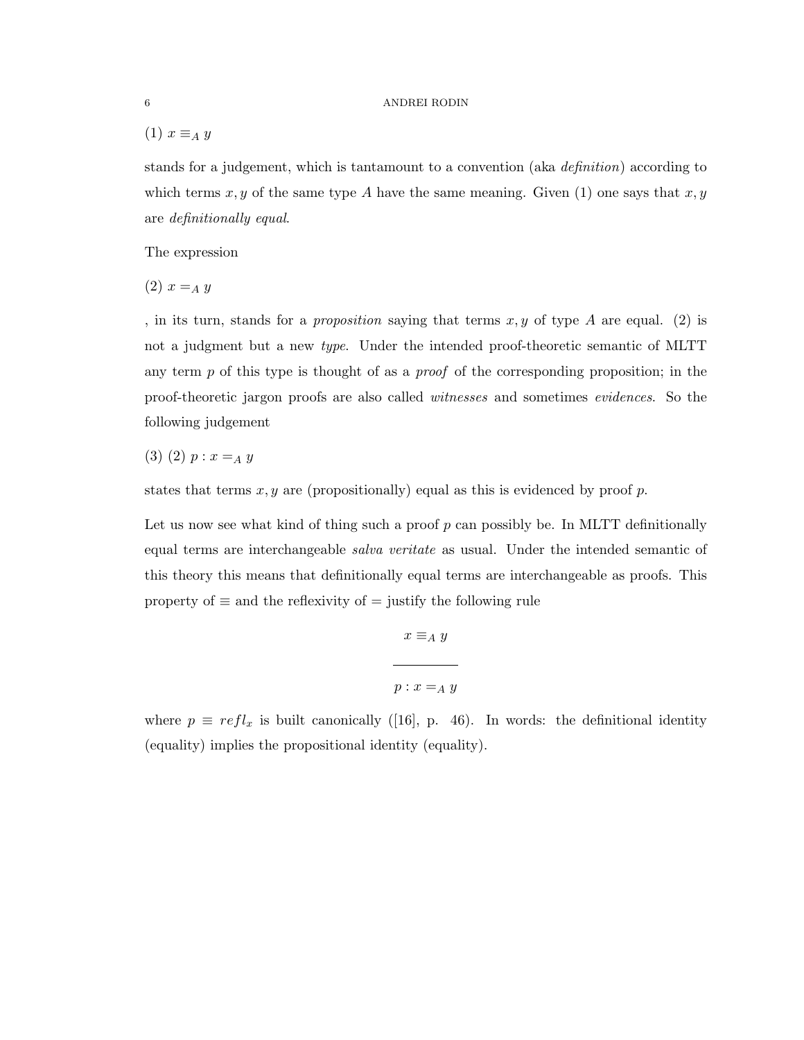(1) $x \equiv_A y$

stands for a judgement, which is tantamount to a convention (aka *definition*) according to which terms $x, y$ of the same type $A$ have the same meaning. Given (1) one says that $x, y$ are *definitionally equal*.

The expression

(2) $x =_A y$

, in its turn, stands for a *proposition* saying that terms $x, y$ of type $A$ are equal. (2) is not a judgment but a new *type*. Under the intended proof-theoretic semantic of MLTT any term $p$ of this type is thought of as a *proof* of the corresponding proposition; in the proof-theoretic jargon proofs are also called *witnesses* and sometimes *evidences*. So the following judgement

(3) (2) $p : x =_A y$

states that terms $x, y$ are (propositionally) equal as this is evidenced by proof $p$.

Let us now see what kind of thing such a proof $p$ can possibly be. In MLTT definitionally equal terms are interchangeable *salva veritate* as usual. Under the intended semantic of this theory this means that definitionally equal terms are interchangeable as proofs. This property of $\equiv$ and the reflexivity of $=$ justify the following rule

$$\frac{x \equiv_A y}{p : x =_A y}$$

where $p \equiv refl_x$ is built canonically ([16], p. 46). In words: the definitional identity (equality) implies the propositional identity (equality).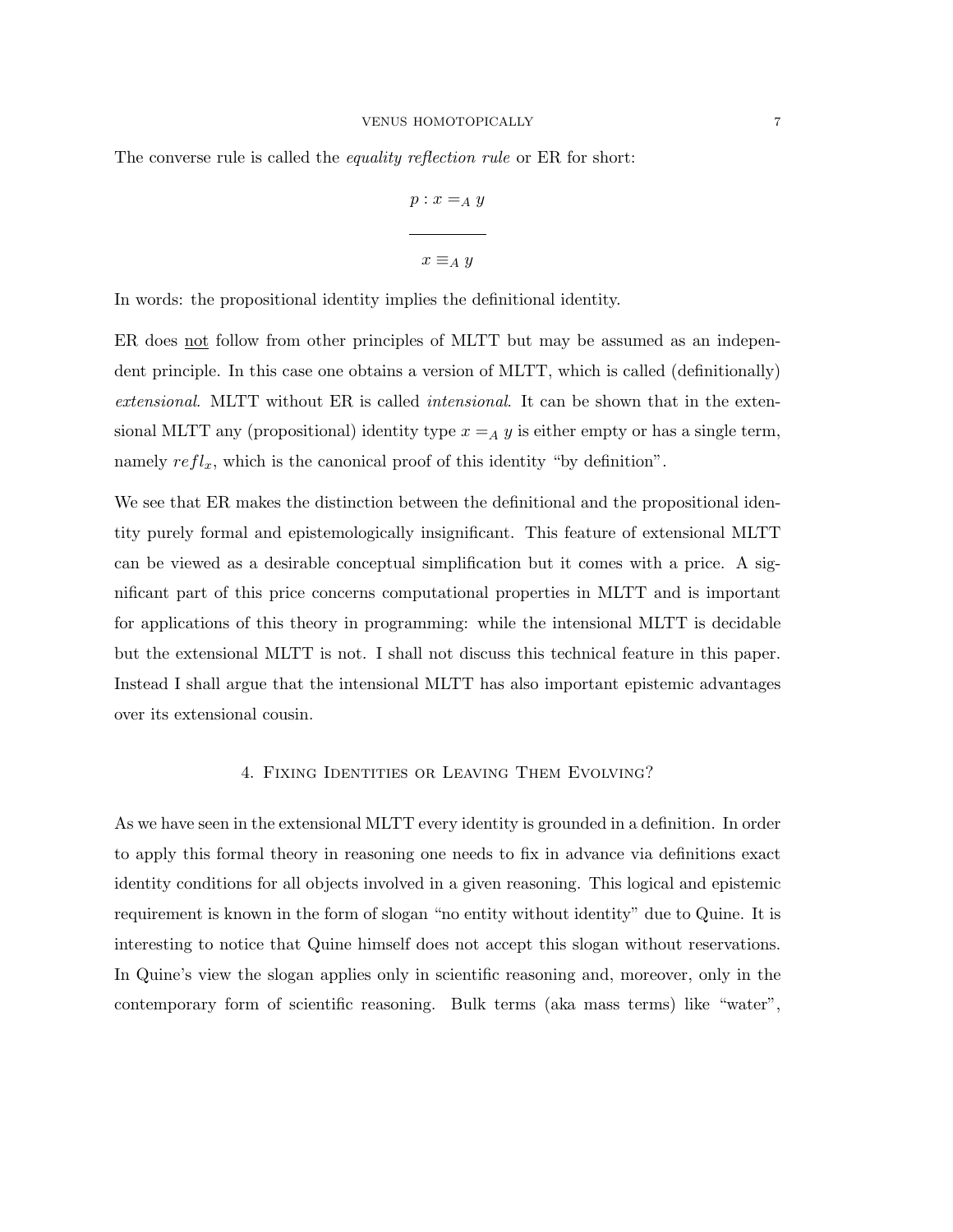The converse rule is called the *equality reflection rule* or ER for short:

$$\frac{p : x =_A y}{x \equiv_A y}$$

In words: the propositional identity implies the definitional identity.

ER does not follow from other principles of MLTT but may be assumed as an independent principle. In this case one obtains a version of MLTT, which is called (definitionally) *extensional*. MLTT without ER is called *intensional*. It can be shown that in the extensional MLTT any (propositional) identity type $x =_A y$ is either empty or has a single term, namely $refl_x$, which is the canonical proof of this identity "by definition".

We see that ER makes the distinction between the definitional and the propositional identity purely formal and epistemologically insignificant. This feature of extensional MLTT can be viewed as a desirable conceptual simplification but it comes with a price. A significant part of this price concerns computational properties in MLTT and is important for applications of this theory in programming: while the intensional MLTT is decidable but the extensional MLTT is not. I shall not discuss this technical feature in this paper. Instead I shall argue that the intensional MLTT has also important epistemic advantages over its extensional cousin.

## 4. Fixing Identities or Leaving Them Evolving?

As we have seen in the extensional MLTT every identity is grounded in a definition. In order to apply this formal theory in reasoning one needs to fix in advance via definitions exact identity conditions for all objects involved in a given reasoning. This logical and epistemic requirement is known in the form of slogan "no entity without identity" due to Quine. It is interesting to notice that Quine himself does not accept this slogan without reservations. In Quine's view the slogan applies only in scientific reasoning and, moreover, only in the contemporary form of scientific reasoning. Bulk terms (aka mass terms) like "water",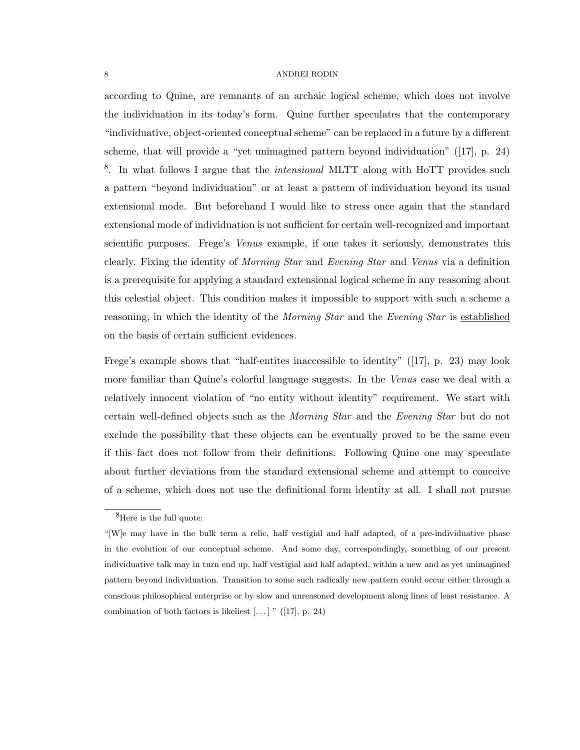according to Quine, are remnants of an archaic logical scheme, which does not involve the individuation in its today's form. Quine further speculates that the contemporary "individuative, object-oriented conceptual scheme" can be replaced in a future by a different scheme, that will provide a "yet unimagined pattern beyond individuation" ([17], p. 24) [8]. In what follows I argue that the *intensional* MLTT along with HoTT provides such a pattern "beyond individuation" or at least a pattern of individuation beyond its usual extensional mode. But beforehand I would like to stress once again that the standard extensional mode of individuation is not sufficient for certain well-recognized and important scientific purposes. Frege's *Venus* example, if one takes it seriously, demonstrates this clearly. Fixing the identity of *Morning Star* and *Evening Star* and *Venus* via a definition is a prerequisite for applying a standard extensional logical scheme in any reasoning about this celestial object. This condition makes it impossible to support with such a scheme a reasoning, in which the identity of the *Morning Star* and the *Evening Star* is <u>established</u> on the basis of certain sufficient evidences.

Frege's example shows that "half-entites inaccessible to identity" ([17], p. 23) may look more familiar than Quine's colorful language suggests. In the *Venus* case we deal with a relatively innocent violation of "no entity without identity" requirement. We start with certain well-defined objects such as the *Morning Star* and the *Evening Star* but do not exclude the possibility that these objects can be eventually proved to be the same even if this fact does not follow from their definitions. Following Quine one may speculate about further deviations from the standard extensional scheme and attempt to conceive of a scheme, which does not use the definitional form identity at all. I shall not pursue

---

[8] Here is the full quote:

"[W]e may have in the bulk term a relic, half vestigial and half adapted, of a pre-individuative phase in the evolution of our conceptual scheme. And some day, correspondingly, something of our present individuative talk may in turn end up, half vestigial and half adapted, within a new and as yet unimagined pattern beyond individuation. Transition to some such radically new pattern could occur either through a conscious philosophical enterprise or by slow and unreasoned development along lines of least resistance. A combination of both factors is likeliest [...] " ([17], p. 24)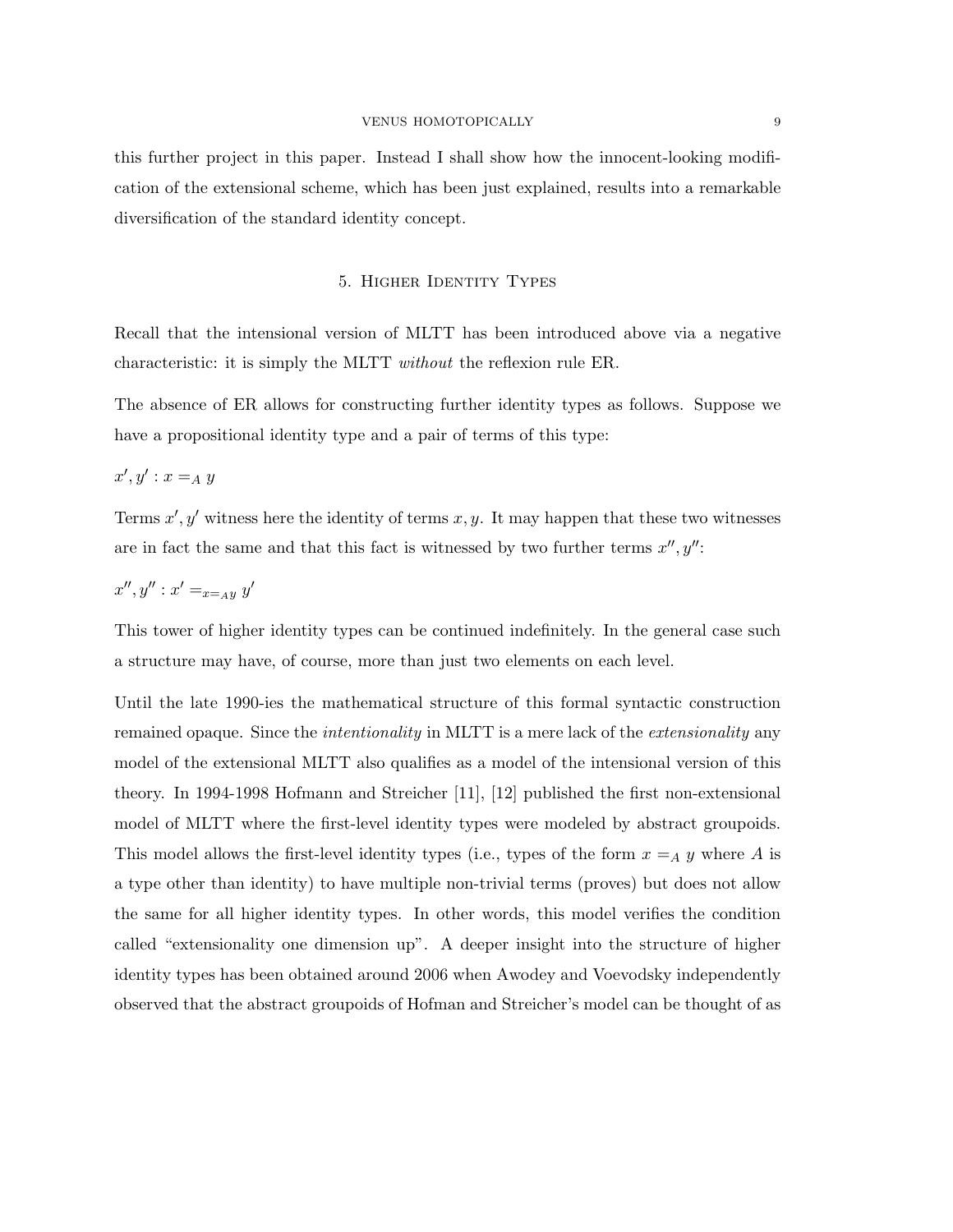this further project in this paper. Instead I shall show how the innocent-looking modification of the extensional scheme, which has been just explained, results into a remarkable diversification of the standard identity concept.

## 5. Higher Identity Types

Recall that the intensional version of MLTT has been introduced above via a negative characteristic: it is simply the MLTT *without* the reflexion rule ER.

The absence of ER allows for constructing further identity types as follows. Suppose we have a propositional identity type and a pair of terms of this type:

$x', y' : x =_A y$

Terms $x', y'$ witness here the identity of terms $x, y$. It may happen that these two witnesses are in fact the same and that this fact is witnessed by two further terms $x'', y''$:

$x'', y'' : x' =_{x=_A y} y'$

This tower of higher identity types can be continued indefinitely. In the general case such a structure may have, of course, more than just two elements on each level.

Until the late 1990-ies the mathematical structure of this formal syntactic construction remained opaque. Since the *intentionality* in MLTT is a mere lack of the *extensionality* any model of the extensional MLTT also qualifies as a model of the intensional version of this theory. In 1994-1998 Hofmann and Streicher [11], [12] published the first non-extensional model of MLTT where the first-level identity types were modeled by abstract groupoids. This model allows the first-level identity types (i.e., types of the form $x =_A y$ where $A$ is a type other than identity) to have multiple non-trivial terms (proves) but does not allow the same for all higher identity types. In other words, this model verifies the condition called "extensionality one dimension up". A deeper insight into the structure of higher identity types has been obtained around 2006 when Awodey and Voevodsky independently observed that the abstract groupoids of Hofman and Streicher's model can be thought of as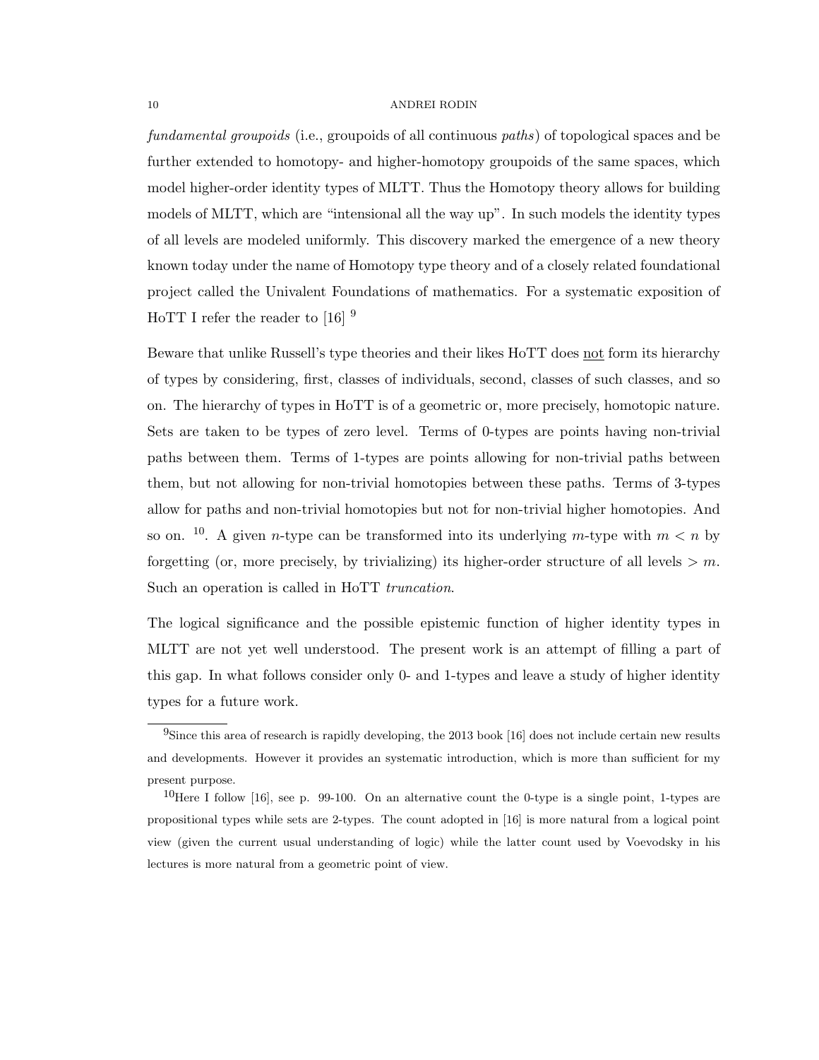*fundamental groupoids* (i.e., groupoids of all continuous *paths*) of topological spaces and be further extended to homotopy- and higher-homotopy groupoids of the same spaces, which model higher-order identity types of MLTT. Thus the Homotopy theory allows for building models of MLTT, which are "intensional all the way up". In such models the identity types of all levels are modeled uniformly. This discovery marked the emergence of a new theory known today under the name of Homotopy type theory and of a closely related foundational project called the Univalent Foundations of mathematics. For a systematic exposition of HoTT I refer the reader to [16] [9]

Beware that unlike Russell's type theories and their likes HoTT does not form its hierarchy of types by considering, first, classes of individuals, second, classes of such classes, and so on. The hierarchy of types in HoTT is of a geometric or, more precisely, homotopic nature. Sets are taken to be types of zero level. Terms of 0-types are points having non-trivial paths between them. Terms of 1-types are points allowing for non-trivial paths between them, but not allowing for non-trivial homotopies between these paths. Terms of 3-types allow for paths and non-trivial homotopies but not for non-trivial higher homotopies. And so on. [10]. A given $n$-type can be transformed into its underlying $m$-type with $m < n$ by forgetting (or, more precisely, by trivializing) its higher-order structure of all levels $> m$. Such an operation is called in HoTT *truncation*.

The logical significance and the possible epistemic function of higher identity types in MLTT are not yet well understood. The present work is an attempt of filling a part of this gap. In what follows consider only 0- and 1-types and leave a study of higher identity types for a future work.

---

[9] Since this area of research is rapidly developing, the 2013 book [16] does not include certain new results and developments. However it provides an systematic introduction, which is more than sufficient for my present purpose.

[10] Here I follow [16], see p. 99-100. On an alternative count the 0-type is a single point, 1-types are propositional types while sets are 2-types. The count adopted in [16] is more natural from a logical point view (given the current usual understanding of logic) while the latter count used by Voevodsky in his lectures is more natural from a geometric point of view.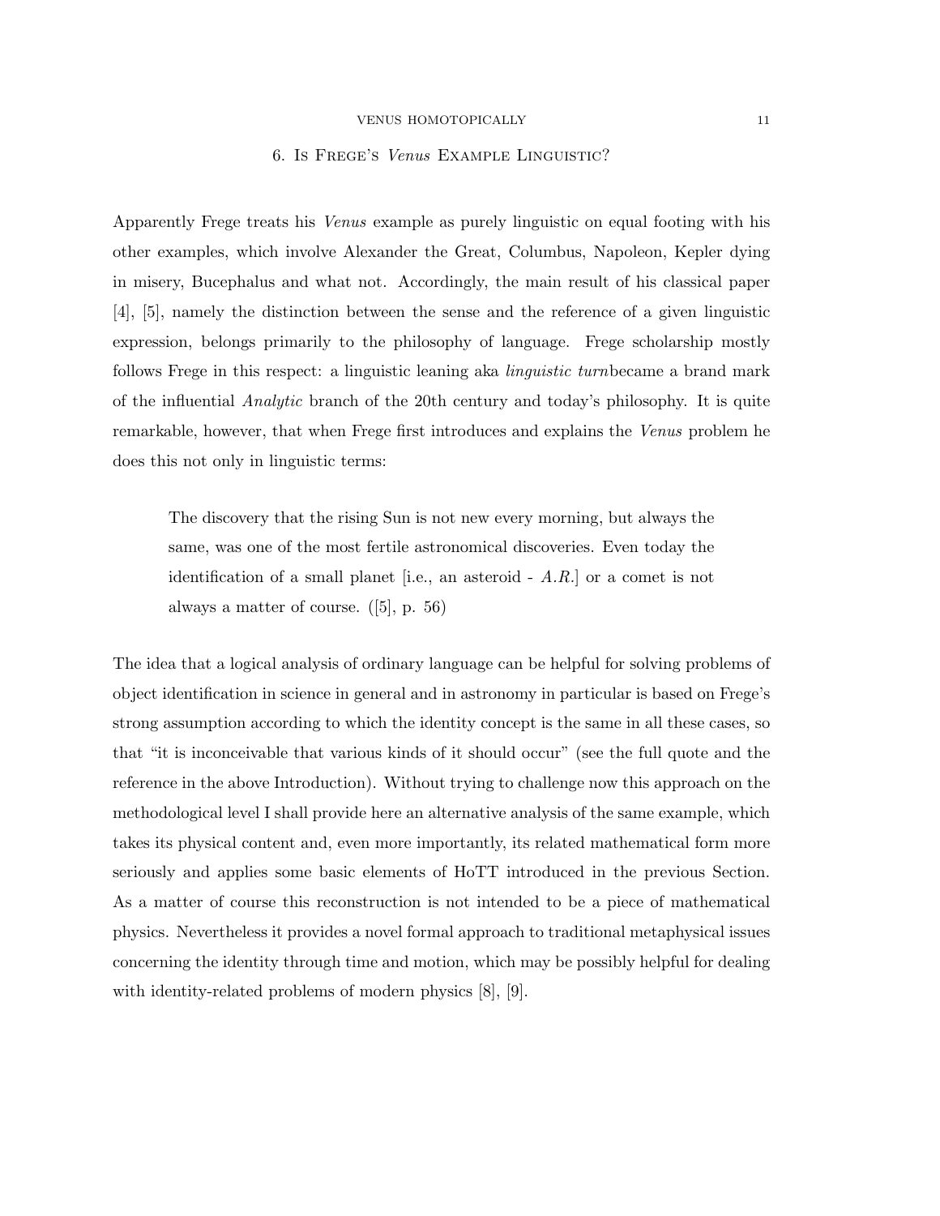## 6. Is Frege's *Venus* Example Linguistic?

Apparently Frege treats his *Venus* example as purely linguistic on equal footing with his other examples, which involve Alexander the Great, Columbus, Napoleon, Kepler dying in misery, Bucephalus and what not. Accordingly, the main result of his classical paper [4], [5], namely the distinction between the sense and the reference of a given linguistic expression, belongs primarily to the philosophy of language. Frege scholarship mostly follows Frege in this respect: a linguistic leaning aka *linguistic turn*became a brand mark of the influential *Analytic* branch of the 20th century and today's philosophy. It is quite remarkable, however, that when Frege first introduces and explains the *Venus* problem he does this not only in linguistic terms:

> The discovery that the rising Sun is not new every morning, but always the same, was one of the most fertile astronomical discoveries. Even today the identification of a small planet [i.e., an asteroid - *A.R.*] or a comet is not always a matter of course. ([5], p. 56)

The idea that a logical analysis of ordinary language can be helpful for solving problems of object identification in science in general and in astronomy in particular is based on Frege's strong assumption according to which the identity concept is the same in all these cases, so that "it is inconceivable that various kinds of it should occur" (see the full quote and the reference in the above Introduction). Without trying to challenge now this approach on the methodological level I shall provide here an alternative analysis of the same example, which takes its physical content and, even more importantly, its related mathematical form more seriously and applies some basic elements of HoTT introduced in the previous Section. As a matter of course this reconstruction is not intended to be a piece of mathematical physics. Nevertheless it provides a novel formal approach to traditional metaphysical issues concerning the identity through time and motion, which may be possibly helpful for dealing with identity-related problems of modern physics [8], [9].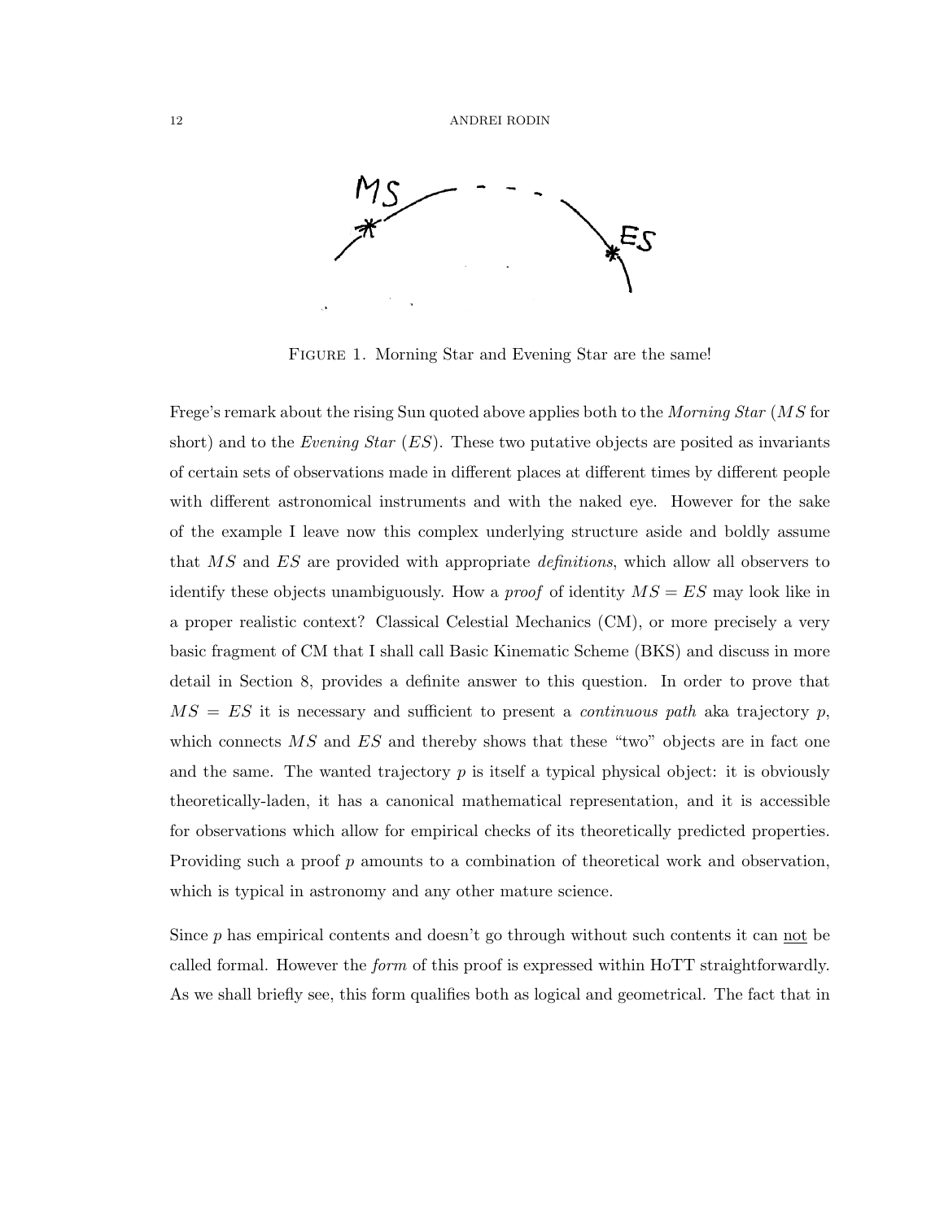FIGURE 1. Morning Star and Evening Star are the same!

Frege's remark about the rising Sun quoted above applies both to the *Morning Star* ($MS$ for short) and to the *Evening Star* ($ES$). These two putative objects are posited as invariants of certain sets of observations made in different places at different times by different people with different astronomical instruments and with the naked eye. However for the sake of the example I leave now this complex underlying structure aside and boldly assume that $MS$ and $ES$ are provided with appropriate *definitions*, which allow all observers to identify these objects unambiguously. How a *proof* of identity $MS = ES$ may look like in a proper realistic context? Classical Celestial Mechanics (CM), or more precisely a very basic fragment of CM that I shall call Basic Kinematic Scheme (BKS) and discuss in more detail in Section 8, provides a definite answer to this question. In order to prove that $MS = ES$ it is necessary and sufficient to present a *continuous path* aka trajectory $p$, which connects $MS$ and $ES$ and thereby shows that these "two" objects are in fact one and the same. The wanted trajectory $p$ is itself a typical physical object: it is obviously theoretically-laden, it has a canonical mathematical representation, and it is accessible for observations which allow for empirical checks of its theoretically predicted properties. Providing such a proof $p$ amounts to a combination of theoretical work and observation, which is typical in astronomy and any other mature science.

Since $p$ has empirical contents and doesn't go through without such contents it can not be called formal. However the *form* of this proof is expressed within HoTT straightforwardly. As we shall briefly see, this form qualifies both as logical and geometrical. The fact that in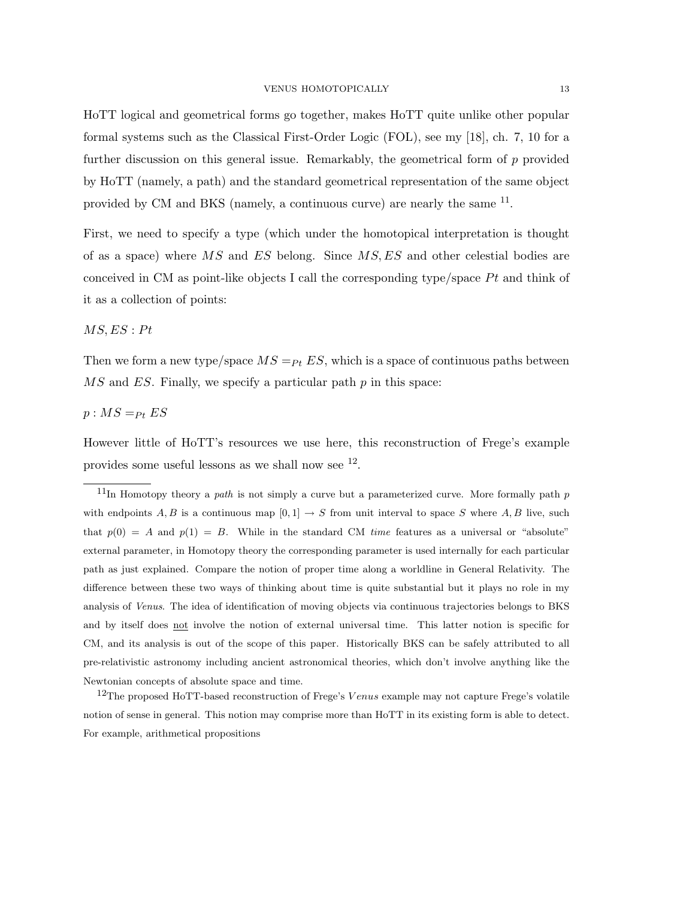HoTT logical and geometrical forms go together, makes HoTT quite unlike other popular formal systems such as the Classical First-Order Logic (FOL), see my [18], ch. 7, 10 for a further discussion on this general issue. Remarkably, the geometrical form of $p$ provided by HoTT (namely, a path) and the standard geometrical representation of the same object provided by CM and BKS (namely, a continuous curve) are nearly the same [11].

First, we need to specify a type (which under the homotopical interpretation is thought of as a space) where $MS$ and $ES$ belong. Since $MS, ES$ and other celestial bodies are conceived in CM as point-like objects I call the corresponding type/space $Pt$ and think of it as a collection of points:

$MS, ES : Pt$

Then we form a new type/space $MS =_{Pt} ES$, which is a space of continuous paths between $MS$ and $ES$. Finally, we specify a particular path $p$ in this space:

$p : MS =_{Pt} ES$

However little of HoTT's resources we use here, this reconstruction of Frege's example provides some useful lessons as we shall now see [12].

---

[11] In Homotopy theory a *path* is not simply a curve but a parameterized curve. More formally path $p$ with endpoints $A, B$ is a continuous map $[0, 1] \to S$ from unit interval to space $S$ where $A, B$ live, such that $p(0) = A$ and $p(1) = B$. While in the standard CM *time* features as a universal or "absolute" external parameter, in Homotopy theory the corresponding parameter is used internally for each particular path as just explained. Compare the notion of proper time along a worldline in General Relativity. The difference between these two ways of thinking about time is quite substantial but it plays no role in my analysis of *Venus*. The idea of identification of moving objects via continuous trajectories belongs to BKS and by itself does not involve the notion of external universal time. This latter notion is specific for CM, and its analysis is out of the scope of this paper. Historically BKS can be safely attributed to all pre-relativistic astronomy including ancient astronomical theories, which don't involve anything like the Newtonian concepts of absolute space and time.

[12] The proposed HoTT-based reconstruction of Frege's *Venus* example may not capture Frege's volatile notion of sense in general. This notion may comprise more than HoTT in its existing form is able to detect. For example, arithmetical propositions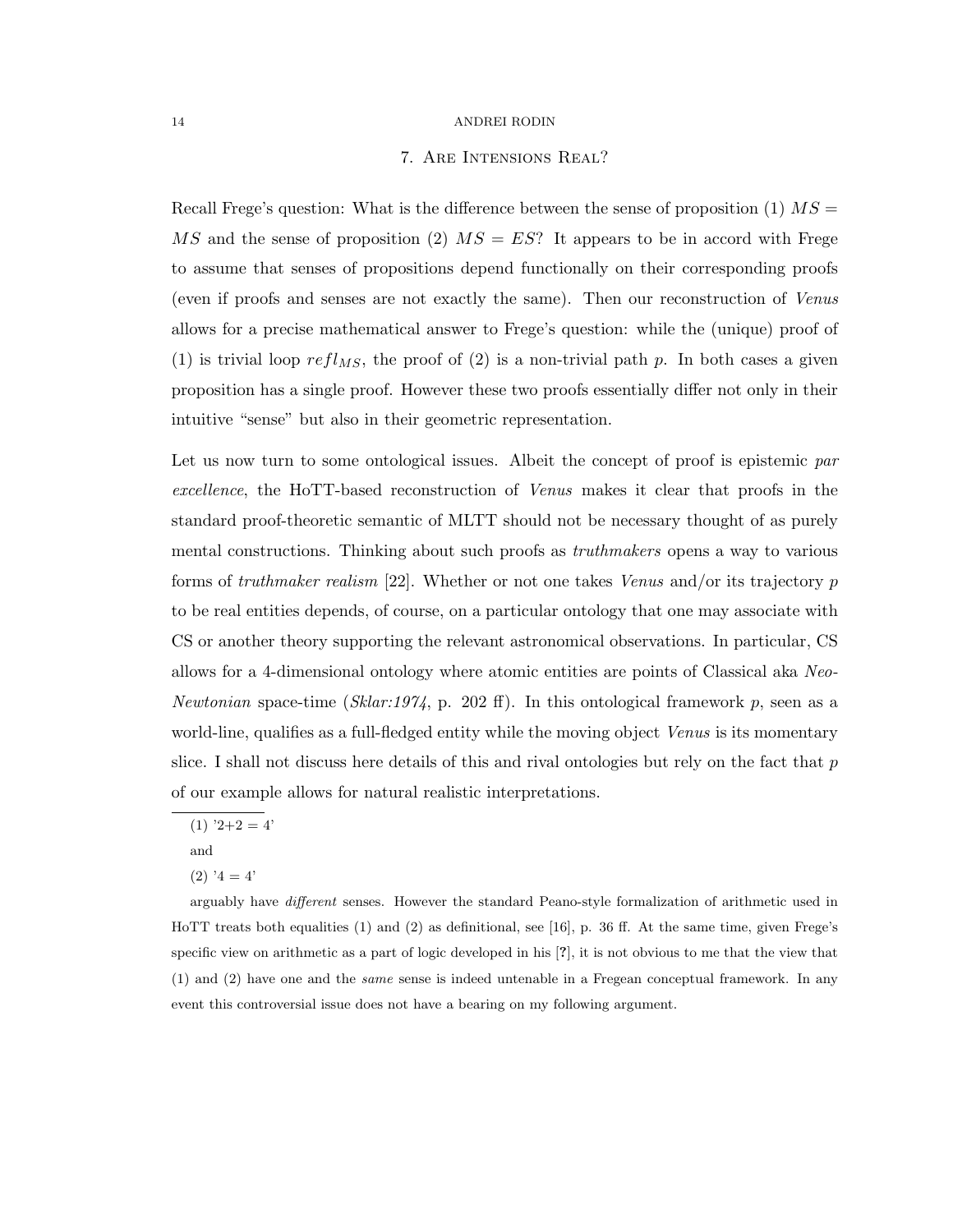## 7. Are Intensions Real?

Recall Frege's question: What is the difference between the sense of proposition (1) $MS = MS$ and the sense of proposition (2) $MS = ES$? It appears to be in accord with Frege to assume that senses of propositions depend functionally on their corresponding proofs (even if proofs and senses are not exactly the same). Then our reconstruction of *Venus* allows for a precise mathematical answer to Frege's question: while the (unique) proof of (1) is trivial loop $refl_{MS}$, the proof of (2) is a non-trivial path $p$. In both cases a given proposition has a single proof. However these two proofs essentially differ not only in their intuitive "sense" but also in their geometric representation.

Let us now turn to some ontological issues. Albeit the concept of proof is epistemic *par excellence*, the HoTT-based reconstruction of *Venus* makes it clear that proofs in the standard proof-theoretic semantic of MLTT should not be necessary thought of as purely mental constructions. Thinking about such proofs as *truthmakers* opens a way to various forms of *truthmaker realism* [22]. Whether or not one takes *Venus* and/or its trajectory $p$ to be real entities depends, of course, on a particular ontology that one may associate with CS or another theory supporting the relevant astronomical observations. In particular, CS allows for a 4-dimensional ontology where atomic entities are points of Classical aka *Neo-Newtonian* space-time (*Sklar:1974*, p. 202 ff). In this ontological framework $p$, seen as a world-line, qualifies as a full-fledged entity while the moving object *Venus* is its momentary slice. I shall not discuss here details of this and rival ontologies but rely on the fact that $p$ of our example allows for natural realistic interpretations.

---

(1) '2+2 = 4'

and

(2) '4 = 4'

arguably have *different* senses. However the standard Peano-style formalization of arithmetic used in HoTT treats both equalities (1) and (2) as definitional, see [16], p. 36 ff. At the same time, given Frege's specific view on arithmetic as a part of logic developed in his [?], it is not obvious to me that the view that (1) and (2) have one and the *same* sense is indeed untenable in a Fregean conceptual framework. In any event this controversial issue does not have a bearing on my following argument.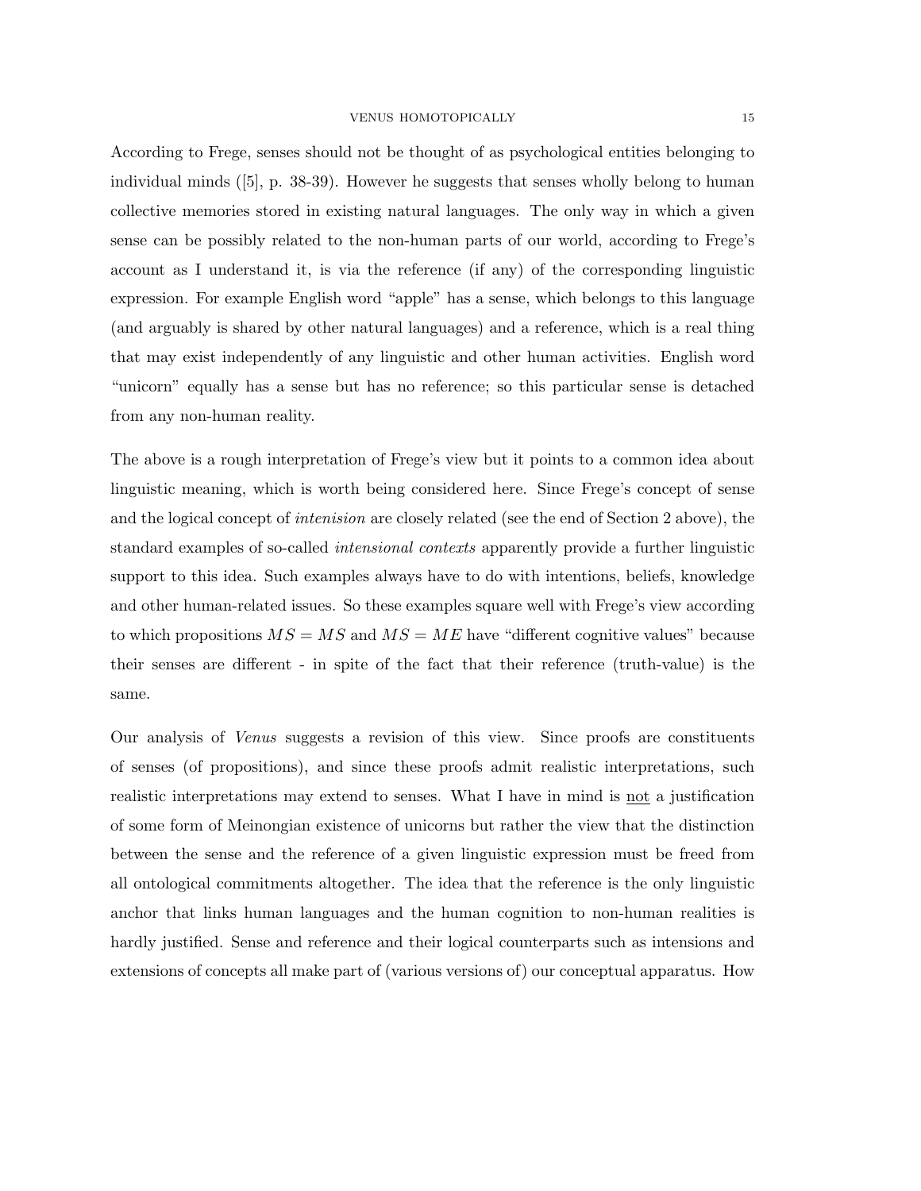According to Frege, senses should not be thought of as psychological entities belonging to individual minds ([5], p. 38-39). However he suggests that senses wholly belong to human collective memories stored in existing natural languages. The only way in which a given sense can be possibly related to the non-human parts of our world, according to Frege's account as I understand it, is via the reference (if any) of the corresponding linguistic expression. For example English word "apple" has a sense, which belongs to this language (and arguably is shared by other natural languages) and a reference, which is a real thing that may exist independently of any linguistic and other human activities. English word "unicorn" equally has a sense but has no reference; so this particular sense is detached from any non-human reality.

The above is a rough interpretation of Frege's view but it points to a common idea about linguistic meaning, which is worth being considered here. Since Frege's concept of sense and the logical concept of *intenision* are closely related (see the end of Section 2 above), the standard examples of so-called *intensional contexts* apparently provide a further linguistic support to this idea. Such examples always have to do with intentions, beliefs, knowledge and other human-related issues. So these examples square well with Frege's view according to which propositions $MS = MS$ and $MS = ME$ have "different cognitive values" because their senses are different - in spite of the fact that their reference (truth-value) is the same.

Our analysis of *Venus* suggests a revision of this view. Since proofs are constituents of senses (of propositions), and since these proofs admit realistic interpretations, such realistic interpretations may extend to senses. What I have in mind is <u>not</u> a justification of some form of Meinongian existence of unicorns but rather the view that the distinction between the sense and the reference of a given linguistic expression must be freed from all ontological commitments altogether. The idea that the reference is the only linguistic anchor that links human languages and the human cognition to non-human realities is hardly justified. Sense and reference and their logical counterparts such as intensions and extensions of concepts all make part of (various versions of) our conceptual apparatus. How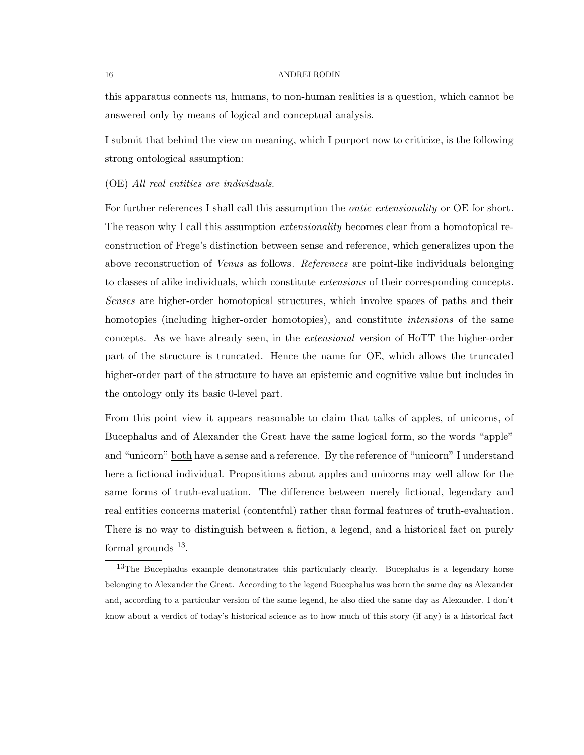this apparatus connects us, humans, to non-human realities is a question, which cannot be answered only by means of logical and conceptual analysis.

I submit that behind the view on meaning, which I purport now to criticize, is the following strong ontological assumption:

(OE) *All real entities are individuals.*

For further references I shall call this assumption the *ontic extensionality* or OE for short. The reason why I call this assumption *extensionality* becomes clear from a homotopical reconstruction of Frege's distinction between sense and reference, which generalizes upon the above reconstruction of *Venus* as follows. *References* are point-like individuals belonging to classes of alike individuals, which constitute *extensions* of their corresponding concepts. *Senses* are higher-order homotopical structures, which involve spaces of paths and their homotopies (including higher-order homotopies), and constitute *intensions* of the same concepts. As we have already seen, in the *extensional* version of HoTT the higher-order part of the structure is truncated. Hence the name for OE, which allows the truncated higher-order part of the structure to have an epistemic and cognitive value but includes in the ontology only its basic 0-level part.

From this point view it appears reasonable to claim that talks of apples, of unicorns, of Bucephalus and of Alexander the Great have the same logical form, so the words "apple" and "unicorn" <u>both</u> have a sense and a reference. By the reference of "unicorn" I understand here a fictional individual. Propositions about apples and unicorns may well allow for the same forms of truth-evaluation. The difference between merely fictional, legendary and real entities concerns material (contentful) rather than formal features of truth-evaluation. There is no way to distinguish between a fiction, a legend, and a historical fact on purely formal grounds [13].

[13] The Bucephalus example demonstrates this particularly clearly. Bucephalus is a legendary horse belonging to Alexander the Great. According to the legend Bucephalus was born the same day as Alexander and, according to a particular version of the same legend, he also died the same day as Alexander. I don't know about a verdict of today's historical science as to how much of this story (if any) is a historical fact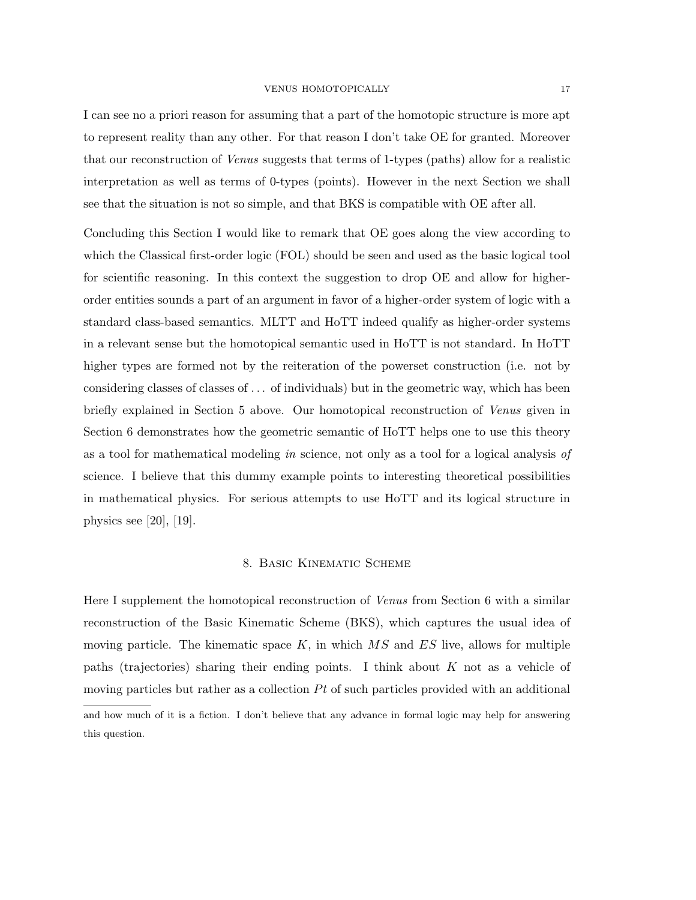I can see no a priori reason for assuming that a part of the homotopic structure is more apt to represent reality than any other. For that reason I don't take OE for granted. Moreover that our reconstruction of *Venus* suggests that terms of 1-types (paths) allow for a realistic interpretation as well as terms of 0-types (points). However in the next Section we shall see that the situation is not so simple, and that BKS is compatible with OE after all.

Concluding this Section I would like to remark that OE goes along the view according to which the Classical first-order logic (FOL) should be seen and used as the basic logical tool for scientific reasoning. In this context the suggestion to drop OE and allow for higher-order entities sounds a part of an argument in favor of a higher-order system of logic with a standard class-based semantics. MLTT and HoTT indeed qualify as higher-order systems in a relevant sense but the homotopical semantic used in HoTT is not standard. In HoTT higher types are formed not by the reiteration of the powerset construction (i.e. not by considering classes of classes of ... of individuals) but in the geometric way, which has been briefly explained in Section 5 above. Our homotopical reconstruction of *Venus* given in Section 6 demonstrates how the geometric semantic of HoTT helps one to use this theory as a tool for mathematical modeling *in* science, not only as a tool for a logical analysis *of* science. I believe that this dummy example points to interesting theoretical possibilities in mathematical physics. For serious attempts to use HoTT and its logical structure in physics see [20], [19].

## 8. Basic Kinematic Scheme

Here I supplement the homotopical reconstruction of *Venus* from Section 6 with a similar reconstruction of the Basic Kinematic Scheme (BKS), which captures the usual idea of moving particle. The kinematic space $K$, in which $MS$ and $ES$ live, allows for multiple paths (trajectories) sharing their ending points. I think about $K$ not as a vehicle of moving particles but rather as a collection $Pt$ of such particles provided with an additional

and how much of it is a fiction. I don't believe that any advance in formal logic may help for answering this question.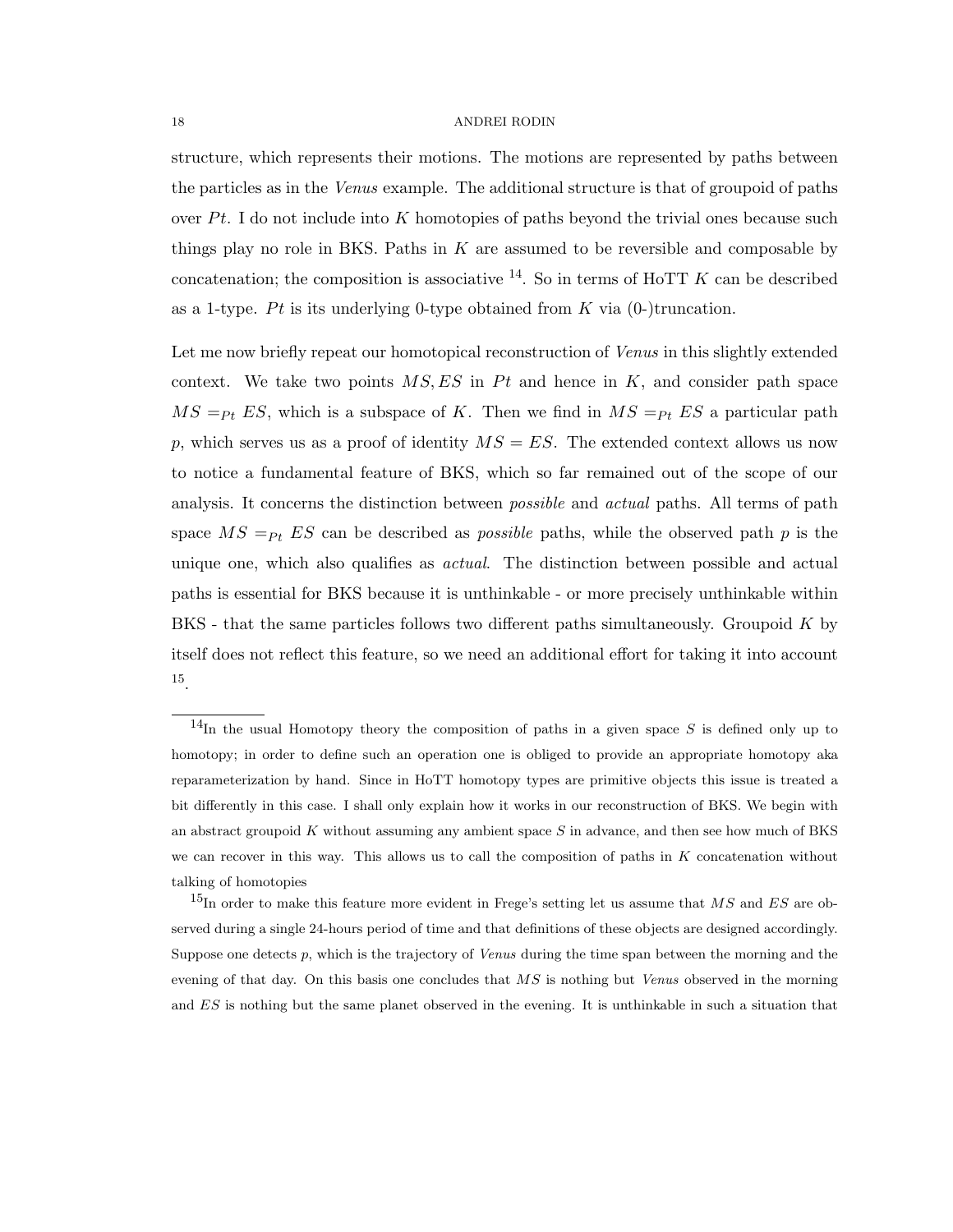structure, which represents their motions. The motions are represented by paths between the particles as in the *Venus* example. The additional structure is that of groupoid of paths over $Pt$. I do not include into $K$ homotopies of paths beyond the trivial ones because such things play no role in BKS. Paths in $K$ are assumed to be reversible and composable by concatenation; the composition is associative [14]. So in terms of HoTT $K$ can be described as a 1-type. $Pt$ is its underlying 0-type obtained from $K$ via (0-)truncation.

Let me now briefly repeat our homotopical reconstruction of *Venus* in this slightly extended context. We take two points $MS, ES$ in $Pt$ and hence in $K$, and consider path space $MS =_{Pt} ES$, which is a subspace of $K$. Then we find in $MS =_{Pt} ES$ a particular path $p$, which serves us as a proof of identity $MS = ES$. The extended context allows us now to notice a fundamental feature of BKS, which so far remained out of the scope of our analysis. It concerns the distinction between *possible* and *actual* paths. All terms of path space $MS =_{Pt} ES$ can be described as *possible* paths, while the observed path $p$ is the unique one, which also qualifies as *actual*. The distinction between possible and actual paths is essential for BKS because it is unthinkable - or more precisely unthinkable within BKS - that the same particles follows two different paths simultaneously. Groupoid $K$ by itself does not reflect this feature, so we need an additional effort for taking it into account [15].

---

[14] In the usual Homotopy theory the composition of paths in a given space $S$ is defined only up to homotopy; in order to define such an operation one is obliged to provide an appropriate homotopy aka reparameterization by hand. Since in HoTT homotopy types are primitive objects this issue is treated a bit differently in this case. I shall only explain how it works in our reconstruction of BKS. We begin with an abstract groupoid $K$ without assuming any ambient space $S$ in advance, and then see how much of BKS we can recover in this way. This allows us to call the composition of paths in $K$ concatenation without talking of homotopies

[15] In order to make this feature more evident in Frege's setting let us assume that $MS$ and $ES$ are observed during a single 24-hours period of time and that definitions of these objects are designed accordingly. Suppose one detects $p$, which is the trajectory of *Venus* during the time span between the morning and the evening of that day. On this basis one concludes that $MS$ is nothing but *Venus* observed in the morning and $ES$ is nothing but the same planet observed in the evening. It is unthinkable in such a situation that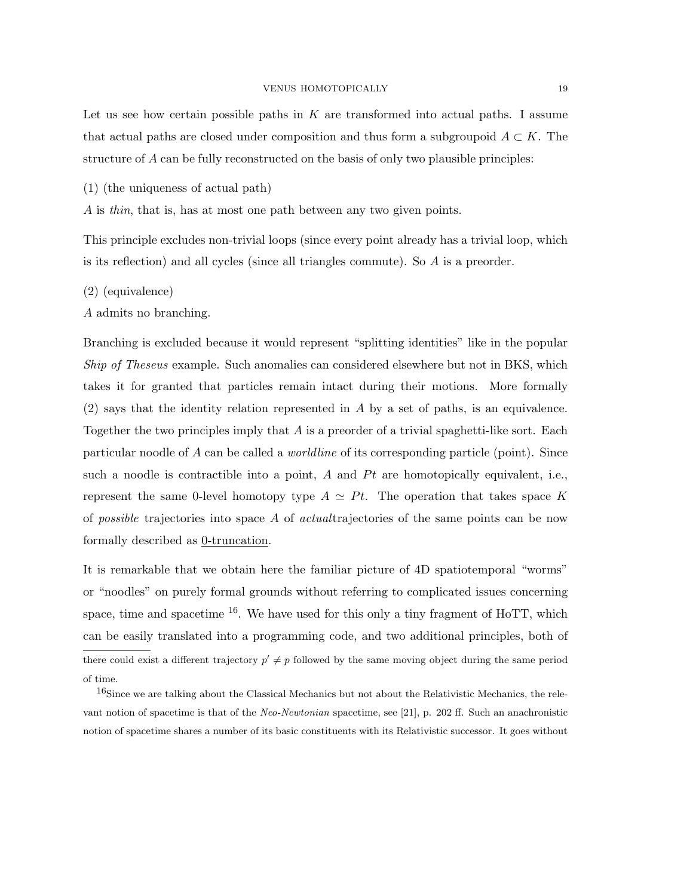Let us see how certain possible paths in $K$ are transformed into actual paths. I assume that actual paths are closed under composition and thus form a subgroupoid $A \subset K$. The structure of $A$ can be fully reconstructed on the basis of only two plausible principles:

(1) (the uniqueness of actual path)

$A$ is *thin*, that is, has at most one path between any two given points.

This principle excludes non-trivial loops (since every point already has a trivial loop, which is its reflection) and all cycles (since all triangles commute). So $A$ is a preorder.

(2) (equivalence)

$A$ admits no branching.

Branching is excluded because it would represent "splitting identities" like in the popular *Ship of Theseus* example. Such anomalies can considered elsewhere but not in BKS, which takes it for granted that particles remain intact during their motions. More formally (2) says that the identity relation represented in $A$ by a set of paths, is an equivalence. Together the two principles imply that $A$ is a preorder of a trivial spaghetti-like sort. Each particular noodle of $A$ can be called a *worldline* of its corresponding particle (point). Since such a noodle is contractible into a point, $A$ and $Pt$ are homotopically equivalent, i.e., represent the same 0-level homotopy type $A \simeq Pt$. The operation that takes space $K$ of *possible* trajectories into space $A$ of *actual*trajectories of the same points can be now formally described as 0-truncation.

It is remarkable that we obtain here the familiar picture of 4D spatiotemporal "worms" or "noodles" on purely formal grounds without referring to complicated issues concerning space, time and spacetime [16]. We have used for this only a tiny fragment of HoTT, which can be easily translated into a programming code, and two additional principles, both of

---

there could exist a different trajectory $p' \neq p$ followed by the same moving object during the same period of time.

[16] Since we are talking about the Classical Mechanics but not about the Relativistic Mechanics, the relevant notion of spacetime is that of the *Neo-Newtonian* spacetime, see [21], p. 202 ff. Such an anachronistic notion of spacetime shares a number of its basic constituents with its Relativistic successor. It goes without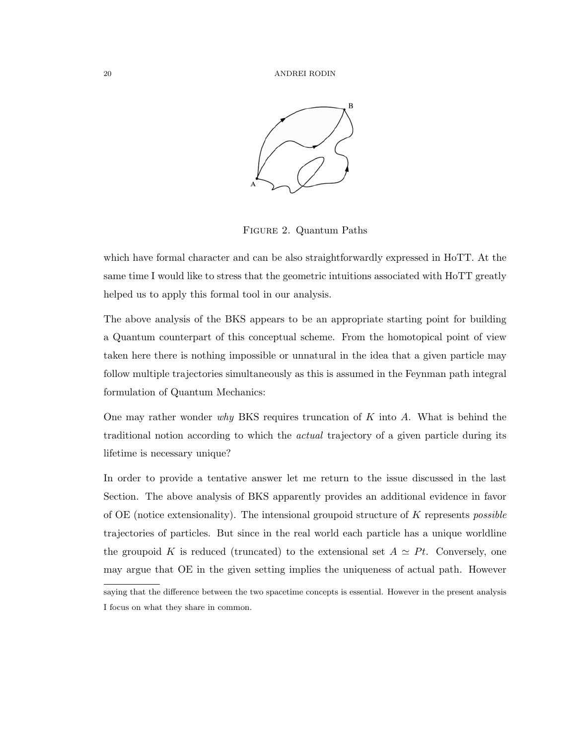Figure 2. Quantum Paths

which have formal character and can be also straightforwardly expressed in HoTT. At the same time I would like to stress that the geometric intuitions associated with HoTT greatly helped us to apply this formal tool in our analysis.

The above analysis of the BKS appears to be an appropriate starting point for building a Quantum counterpart of this conceptual scheme. From the homotopical point of view taken here there is nothing impossible or unnatural in the idea that a given particle may follow multiple trajectories simultaneously as this is assumed in the Feynman path integral formulation of Quantum Mechanics:

One may rather wonder *why* BKS requires truncation of $K$ into $A$. What is behind the traditional notion according to which the *actual* trajectory of a given particle during its lifetime is necessary unique?

In order to provide a tentative answer let me return to the issue discussed in the last Section. The above analysis of BKS apparently provides an additional evidence in favor of OE (notice extensionality). The intensional groupoid structure of $K$ represents *possible* trajectories of particles. But since in the real world each particle has a unique worldline the groupoid $K$ is reduced (truncated) to the extensional set $A \simeq Pt$. Conversely, one may argue that OE in the given setting implies the uniqueness of actual path. However

saying that the difference between the two spacetime concepts is essential. However in the present analysis I focus on what they share in common.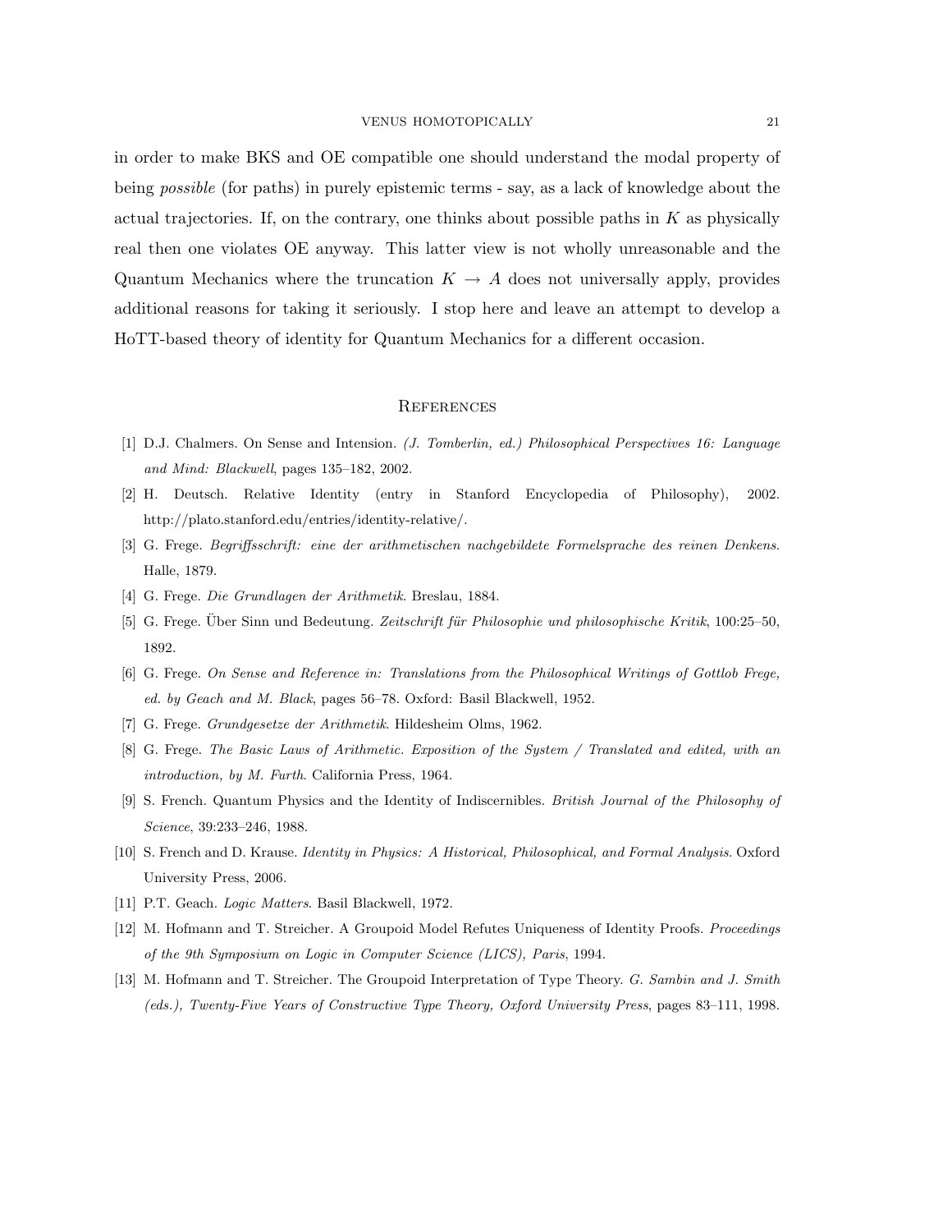in order to make BKS and OE compatible one should understand the modal property of being *possible* (for paths) in purely epistemic terms - say, as a lack of knowledge about the actual trajectories. If, on the contrary, one thinks about possible paths in $K$ as physically real then one violates OE anyway. This latter view is not wholly unreasonable and the Quantum Mechanics where the truncation $K \to A$ does not universally apply, provides additional reasons for taking it seriously. I stop here and leave an attempt to develop a HoTT-based theory of identity for Quantum Mechanics for a different occasion.

## References

[1] D.J. Chalmers. On Sense and Intension. *(J. Tomberlin, ed.) Philosophical Perspectives 16: Language and Mind: Blackwell*, pages 135–182, 2002.

[2] H. Deutsch. Relative Identity (entry in Stanford Encyclopedia of Philosophy), 2002. http://plato.stanford.edu/entries/identity-relative/.

[3] G. Frege. *Begriffsschrift: eine der arithmetischen nachgebildete Formelsprache des reinen Denkens*. Halle, 1879.

[4] G. Frege. *Die Grundlagen der Arithmetik*. Breslau, 1884.

[5] G. Frege. Über Sinn und Bedeutung. *Zeitschrift für Philosophie und philosophische Kritik*, 100:25–50, 1892.

[6] G. Frege. *On Sense and Reference in: Translations from the Philosophical Writings of Gottlob Frege, ed. by Geach and M. Black*, pages 56–78. Oxford: Basil Blackwell, 1952.

[7] G. Frege. *Grundgesetze der Arithmetik*. Hildesheim Olms, 1962.

[8] G. Frege. *The Basic Laws of Arithmetic. Exposition of the System / Translated and edited, with an introduction, by M. Furth*. California Press, 1964.

[9] S. French. Quantum Physics and the Identity of Indiscernibles. *British Journal of the Philosophy of Science*, 39:233–246, 1988.

[10] S. French and D. Krause. *Identity in Physics: A Historical, Philosophical, and Formal Analysis*. Oxford University Press, 2006.

[11] P.T. Geach. *Logic Matters*. Basil Blackwell, 1972.

[12] M. Hofmann and T. Streicher. A Groupoid Model Refutes Uniqueness of Identity Proofs. *Proceedings of the 9th Symposium on Logic in Computer Science (LICS), Paris*, 1994.

[13] M. Hofmann and T. Streicher. The Groupoid Interpretation of Type Theory. *G. Sambin and J. Smith (eds.), Twenty-Five Years of Constructive Type Theory, Oxford University Press*, pages 83–111, 1998.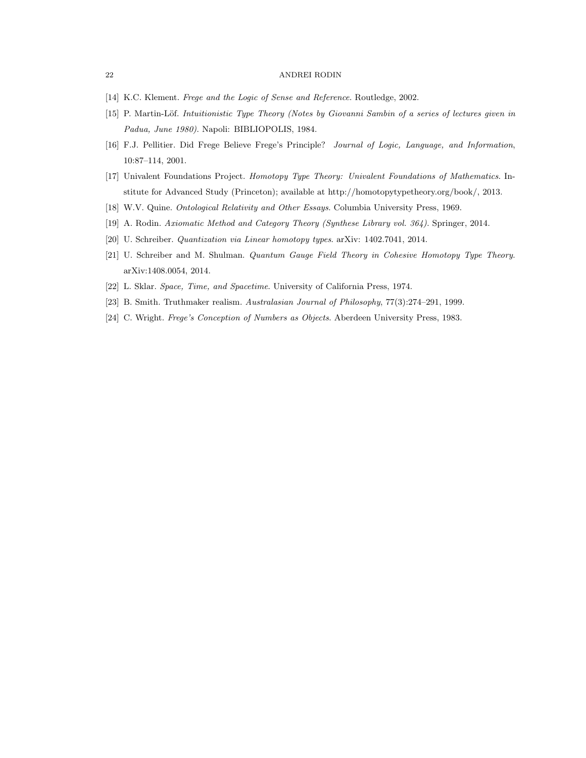[14] K.C. Klement. *Frege and the Logic of Sense and Reference*. Routledge, 2002.

[15] P. Martin-Löf. *Intuitionistic Type Theory (Notes by Giovanni Sambin of a series of lectures given in Padua, June 1980)*. Napoli: BIBLIOPOLIS, 1984.

[16] F.J. Pellitier. Did Frege Believe Frege's Principle? *Journal of Logic, Language, and Information*, 10:87–114, 2001.

[17] Univalent Foundations Project. *Homotopy Type Theory: Univalent Foundations of Mathematics*. Institute for Advanced Study (Princeton); available at http://homotopytypetheory.org/book/, 2013.

[18] W.V. Quine. *Ontological Relativity and Other Essays*. Columbia University Press, 1969.

[19] A. Rodin. *Axiomatic Method and Category Theory (Synthese Library vol. 364)*. Springer, 2014.

[20] U. Schreiber. *Quantization via Linear homotopy types*. arXiv: 1402.7041, 2014.

[21] U. Schreiber and M. Shulman. *Quantum Gauge Field Theory in Cohesive Homotopy Type Theory*. arXiv:1408.0054, 2014.

[22] L. Sklar. *Space, Time, and Spacetime*. University of California Press, 1974.

[23] B. Smith. Truthmaker realism. *Australasian Journal of Philosophy*, 77(3):274–291, 1999.

[24] C. Wright. *Frege's Conception of Numbers as Objects*. Aberdeen University Press, 1983.